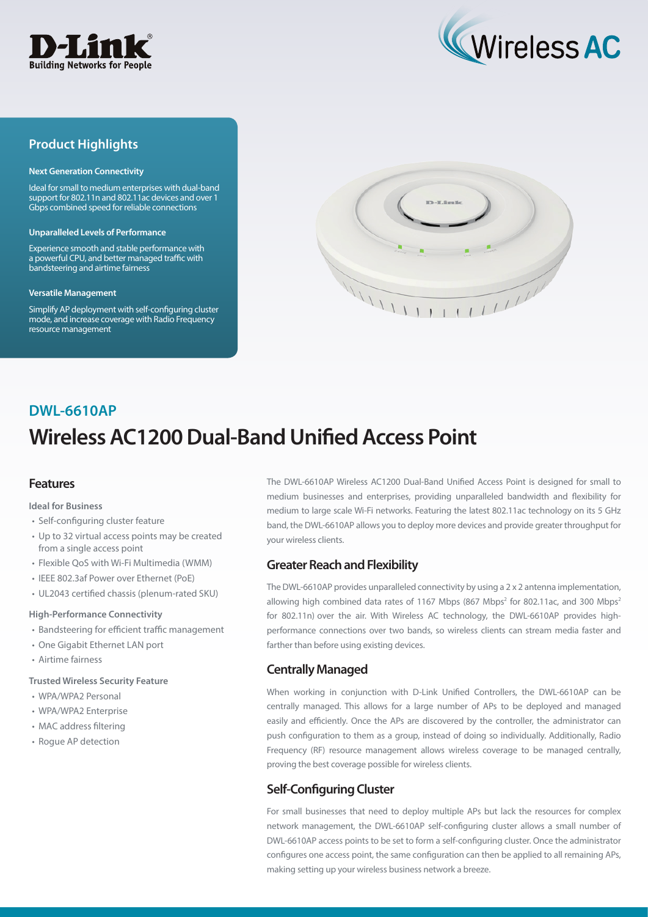D-Link
Building Networks for People

Wireless AC

## Product Highlights

**Next Generation Connectivity**

Ideal for small to medium enterprises with dual-band support for 802.11n and 802.11ac devices and over 1 Gbps combined speed for reliable connections

**Unparalleled Levels of Performance**

Experience smooth and stable performance with a powerful CPU, and better managed traffic with bandsteering and airtime fairness

**Versatile Management**

Simplify AP deployment with self-configuring cluster mode, and increase coverage with Radio Frequency resource management

## DWL-6610AP

# Wireless AC1200 Dual-Band Unified Access Point

## Features

**Ideal for Business**

- Self-configuring cluster feature
- Up to 32 virtual access points may be created from a single access point
- Flexible QoS with Wi-Fi Multimedia (WMM)
- IEEE 802.3af Power over Ethernet (PoE)
- UL2043 certified chassis (plenum-rated SKU)

**High-Performance Connectivity**

- Bandsteering for efficient traffic management
- One Gigabit Ethernet LAN port
- Airtime fairness

**Trusted Wireless Security Feature**

- WPA/WPA2 Personal
- WPA/WPA2 Enterprise
- MAC address filtering
- Rogue AP detection

The DWL-6610AP Wireless AC1200 Dual-Band Unified Access Point is designed for small to medium businesses and enterprises, providing unparalleled bandwidth and flexibility for medium to large scale Wi-Fi networks. Featuring the latest 802.11ac technology on its 5 GHz band, the DWL-6610AP allows you to deploy more devices and provide greater throughput for your wireless clients.

## Greater Reach and Flexibility

The DWL-6610AP provides unparalleled connectivity by using a 2 x 2 antenna implementation, allowing high combined data rates of 1167 Mbps (867 Mbps[2] for 802.11ac, and 300 Mbps[2] for 802.11n) over the air. With Wireless AC technology, the DWL-6610AP provides high-performance connections over two bands, so wireless clients can stream media faster and farther than before using existing devices.

## Centrally Managed

When working in conjunction with D-Link Unified Controllers, the DWL-6610AP can be centrally managed. This allows for a large number of APs to be deployed and managed easily and efficiently. Once the APs are discovered by the controller, the administrator can push configuration to them as a group, instead of doing so individually. Additionally, Radio Frequency (RF) resource management allows wireless coverage to be managed centrally, proving the best coverage possible for wireless clients.

## Self-Configuring Cluster

For small businesses that need to deploy multiple APs but lack the resources for complex network management, the DWL-6610AP self-configuring cluster allows a small number of DWL-6610AP access points to be set to form a self-configuring cluster. Once the administrator configures one access point, the same configuration can then be applied to all remaining APs, making setting up your wireless business network a breeze.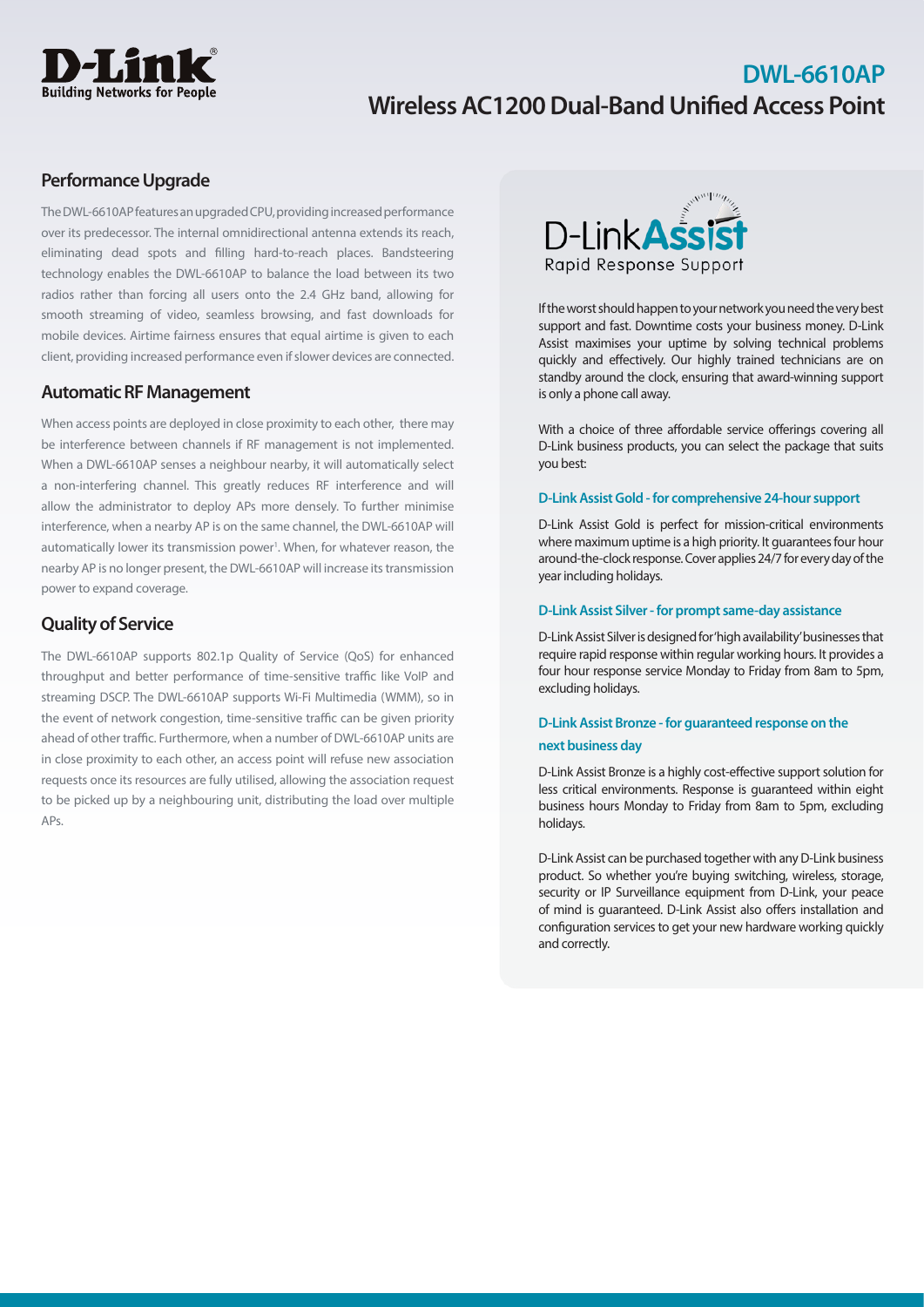# DWL-6610AP Wireless AC1200 Dual-Band Unified Access Point

## Performance Upgrade

The DWL-6610AP features an upgraded CPU, providing increased performance over its predecessor. The internal omnidirectional antenna extends its reach, eliminating dead spots and filling hard-to-reach places. Bandsteering technology enables the DWL-6610AP to balance the load between its two radios rather than forcing all users onto the 2.4 GHz band, allowing for smooth streaming of video, seamless browsing, and fast downloads for mobile devices. Airtime fairness ensures that equal airtime is given to each client, providing increased performance even if slower devices are connected.

## Automatic RF Management

When access points are deployed in close proximity to each other, there may be interference between channels if RF management is not implemented. When a DWL-6610AP senses a neighbour nearby, it will automatically select a non-interfering channel. This greatly reduces RF interference and will allow the administrator to deploy APs more densely. To further minimise interference, when a nearby AP is on the same channel, the DWL-6610AP will automatically lower its transmission power[1]. When, for whatever reason, the nearby AP is no longer present, the DWL-6610AP will increase its transmission power to expand coverage.

## Quality of Service

The DWL-6610AP supports 802.1p Quality of Service (QoS) for enhanced throughput and better performance of time-sensitive traffic like VoIP and streaming DSCP. The DWL-6610AP supports Wi-Fi Multimedia (WMM), so in the event of network congestion, time-sensitive traffic can be given priority ahead of other traffic. Furthermore, when a number of DWL-6610AP units are in close proximity to each other, an access point will refuse new association requests once its resources are fully utilised, allowing the association request to be picked up by a neighbouring unit, distributing the load over multiple APs.

## D-Link Assist
Rapid Response Support

If the worst should happen to your network you need the very best support and fast. Downtime costs your business money. D-Link Assist maximises your uptime by solving technical problems quickly and effectively. Our highly trained technicians are on standby around the clock, ensuring that award-winning support is only a phone call away.

With a choice of three affordable service offerings covering all D-Link business products, you can select the package that suits you best:

### D-Link Assist Gold - for comprehensive 24-hour support

D-Link Assist Gold is perfect for mission-critical environments where maximum uptime is a high priority. It guarantees four hour around-the-clock response. Cover applies 24/7 for every day of the year including holidays.

### D-Link Assist Silver - for prompt same-day assistance

D-Link Assist Silver is designed for 'high availability' businesses that require rapid response within regular working hours. It provides a four hour response service Monday to Friday from 8am to 5pm, excluding holidays.

### D-Link Assist Bronze - for guaranteed response on the next business day

D-Link Assist Bronze is a highly cost-effective support solution for less critical environments. Response is guaranteed within eight business hours Monday to Friday from 8am to 5pm, excluding holidays.

D-Link Assist can be purchased together with any D-Link business product. So whether you're buying switching, wireless, storage, security or IP Surveillance equipment from D-Link, your peace of mind is guaranteed. D-Link Assist also offers installation and configuration services to get your new hardware working quickly and correctly.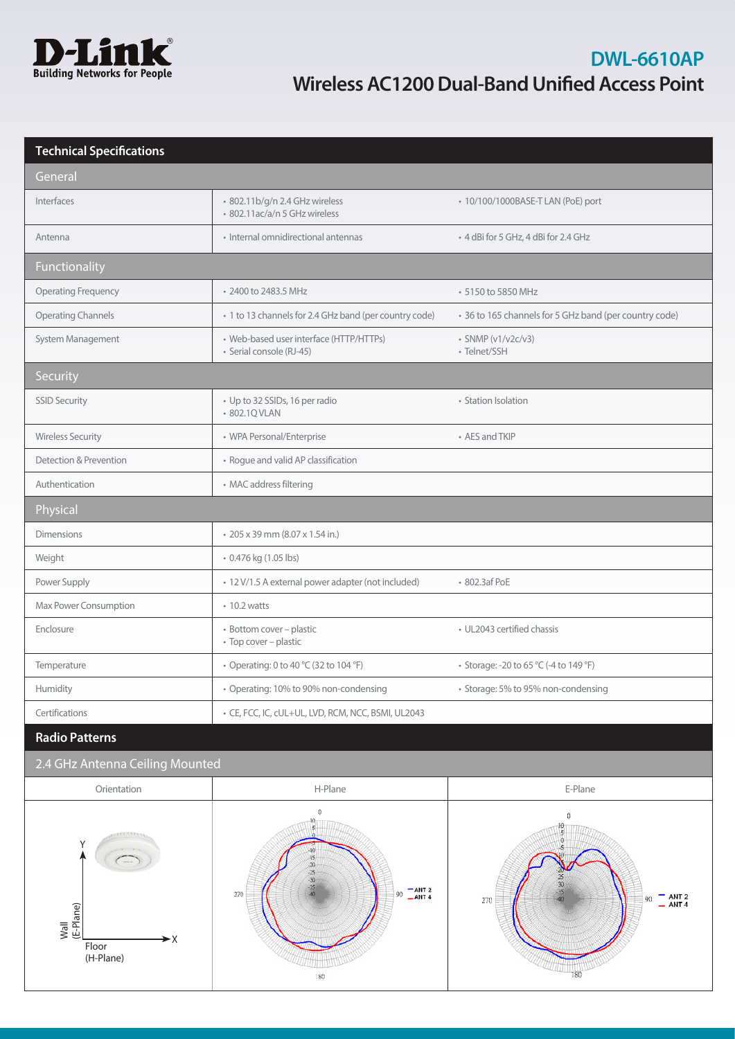# DWL-6610AP

## Wireless AC1200 Dual-Band Unified Access Point

## Technical Specifications

### General

| | | |
|---|---|---|
| Interfaces | • 802.11b/g/n 2.4 GHz wireless<br>• 802.11ac/a/n 5 GHz wireless | • 10/100/1000BASE-T LAN (PoE) port |
| Antenna | • Internal omnidirectional antennas | • 4 dBi for 5 GHz, 4 dBi for 2.4 GHz |

### Functionality

| | | |
|---|---|---|
| Operating Frequency | • 2400 to 2483.5 MHz | • 5150 to 5850 MHz |
| Operating Channels | • 1 to 13 channels for 2.4 GHz band (per country code) | • 36 to 165 channels for 5 GHz band (per country code) |
| System Management | • Web-based user interface (HTTP/HTTPs)<br>• Serial console (RJ-45) | • SNMP (v1/v2c/v3)<br>• Telnet/SSH |

### Security

| | | |
|---|---|---|
| SSID Security | • Up to 32 SSIDs, 16 per radio<br>• 802.1Q VLAN | • Station Isolation |
| Wireless Security | • WPA Personal/Enterprise | • AES and TKIP |
| Detection & Prevention | • Rogue and valid AP classification | |
| Authentication | • MAC address filtering | |

### Physical

| | | |
|---|---|---|
| Dimensions | • 205 x 39 mm (8.07 x 1.54 in.) | |
| Weight | • 0.476 kg (1.05 lbs) | |
| Power Supply | • 12 V/1.5 A external power adapter (not included) | • 802.3af PoE |
| Max Power Consumption | • 10.2 watts | |
| Enclosure | • Bottom cover – plastic<br>• Top cover – plastic | • UL2043 certified chassis |
| Temperature | • Operating: 0 to 40 °C (32 to 104 °F) | • Storage: -20 to 65 °C (-4 to 149 °F) |
| Humidity | • Operating: 10% to 90% non-condensing | • Storage: 5% to 95% non-condensing |
| Certifications | • CE, FCC, IC, cUL+UL, LVD, RCM, NCC, BSMI, UL2043 | |

## Radio Patterns

### 2.4 GHz Antenna Ceiling Mounted

Orientation

Y

X

Wall (E-Plane)

Floor (H-Plane)

H-Plane

0

90

180

270

ANT 2

ANT 4

E-Plane

0

90

180

270

ANT 2

ANT 4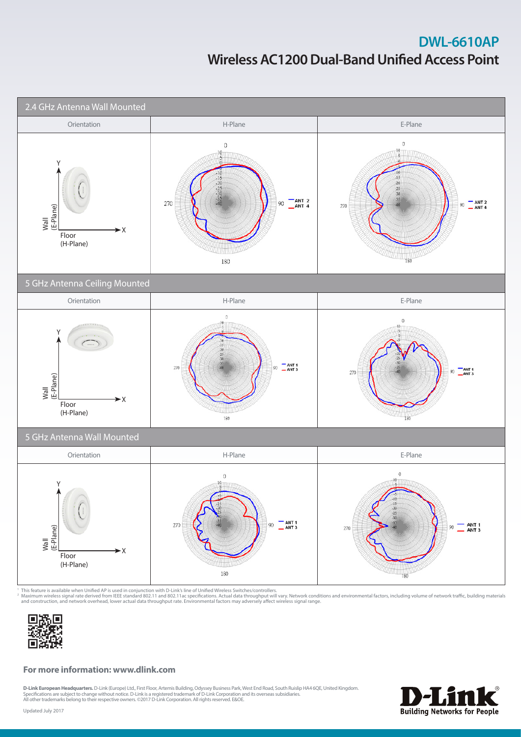# DWL-6610AP

## Wireless AC1200 Dual-Band Unified Access Point

### 2.4 GHz Antenna Wall Mounted

Orientation | H-Plane | E-Plane

Y
Wall (E-Plane)
Floor (H-Plane)
X

0
90
180
270
ANT 2
ANT 4

### 5 GHz Antenna Ceiling Mounted

Orientation | H-Plane | E-Plane

Y
Wall (E-Plane)
Floor (H-Plane)
X

0
90
180
270
ANT 1
ANT 3

### 5 GHz Antenna Wall Mounted

Orientation | H-Plane | E-Plane

Y
Wall (E-Plane)
Floor (H-Plane)
X

0
90
180
270
ANT 1
ANT 3

[1] This feature is available when Unified AP is used in conjunction with D-Link's line of Unified Wireless Switches/controllers.
[2] Maximum wireless signal rate derived from IEEE standard 802.11 and 802.11ac specifications. Actual data throughput will vary. Network conditions and environmental factors, including volume of network traffic, building materials and construction, and network overhead, lower actual data throughput rate. Environmental factors may adversely affect wireless signal range.

**For more information: www.dlink.com**

**D-Link European Headquarters.** D-Link (Europe) Ltd., First Floor, Artemis Building, Odyssey Business Park, West End Road, South Ruislip HA4 6QE, United Kingdom. Specifications are subject to change without notice. D-Link is a registered trademark of D-Link Corporation and its overseas subsidiaries. All other trademarks belong to their respective owners. ©2017 D-Link Corporation. All rights reserved. E&OE.

Updated July 2017

D-Link® Building Networks for People